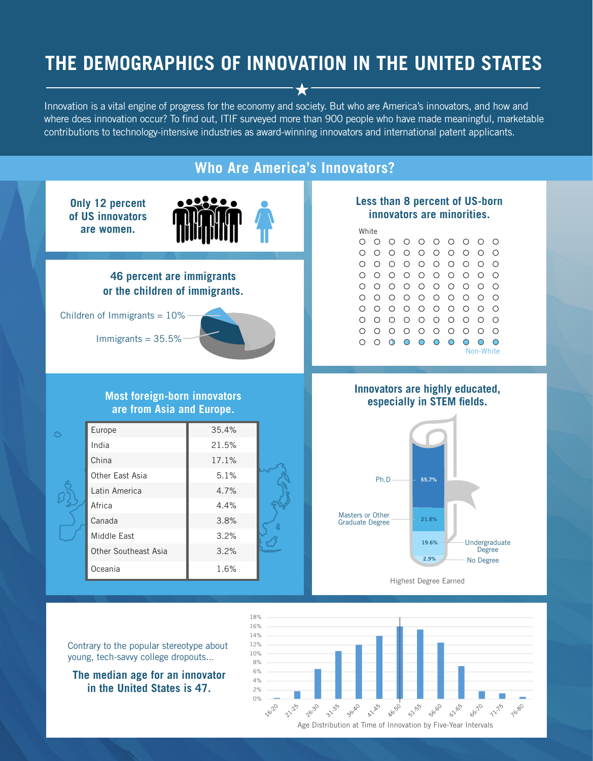# THE DEMOGRAPHICS OF INNOVATION IN THE UNITED STATES

Innovation is a vital engine of progress for the economy and society. But who are America's innovators, and how and where does innovation occur? To find out, ITIF surveyed more than 900 people who have made meaningful, marketable contributions to technology-intensive industries as award-winning innovators and international patent applicants.

## Who Are America's Innovators?

### Only 12 percent of US innovators are women.

### Less than 8 percent of US-born innovators are minorities.

White

Non-White

### 46 percent are immigrants or the children of immigrants.

Children of Immigrants = 10%

Immigrants = 35.5%

### Innovators are highly educated, especially in STEM fields.

| Highest Degree Earned | |
|---|---|
| Ph.D | 55.7% |
| Masters or Other Graduate Degree | 21.8% |
| Undergraduate Degree | 19.6% |
| No Degree | 2.9% |

### Most foreign-born innovators are from Asia and Europe.

| Region | Percent |
|---|---|
| Europe | 35.4% |
| India | 21.5% |
| China | 17.1% |
| Other East Asia | 5.1% |
| Latin America | 4.7% |
| Africa | 4.4% |
| Canada | 3.8% |
| Middle East | 3.2% |
| Other Southeast Asia | 3.2% |
| Oceania | 1.6% |

Contrary to the popular stereotype about young, tech-savvy college dropouts...

**The median age for an innovator in the United States is 47.**

Age Distribution at Time of Innovation by Five-Year Intervals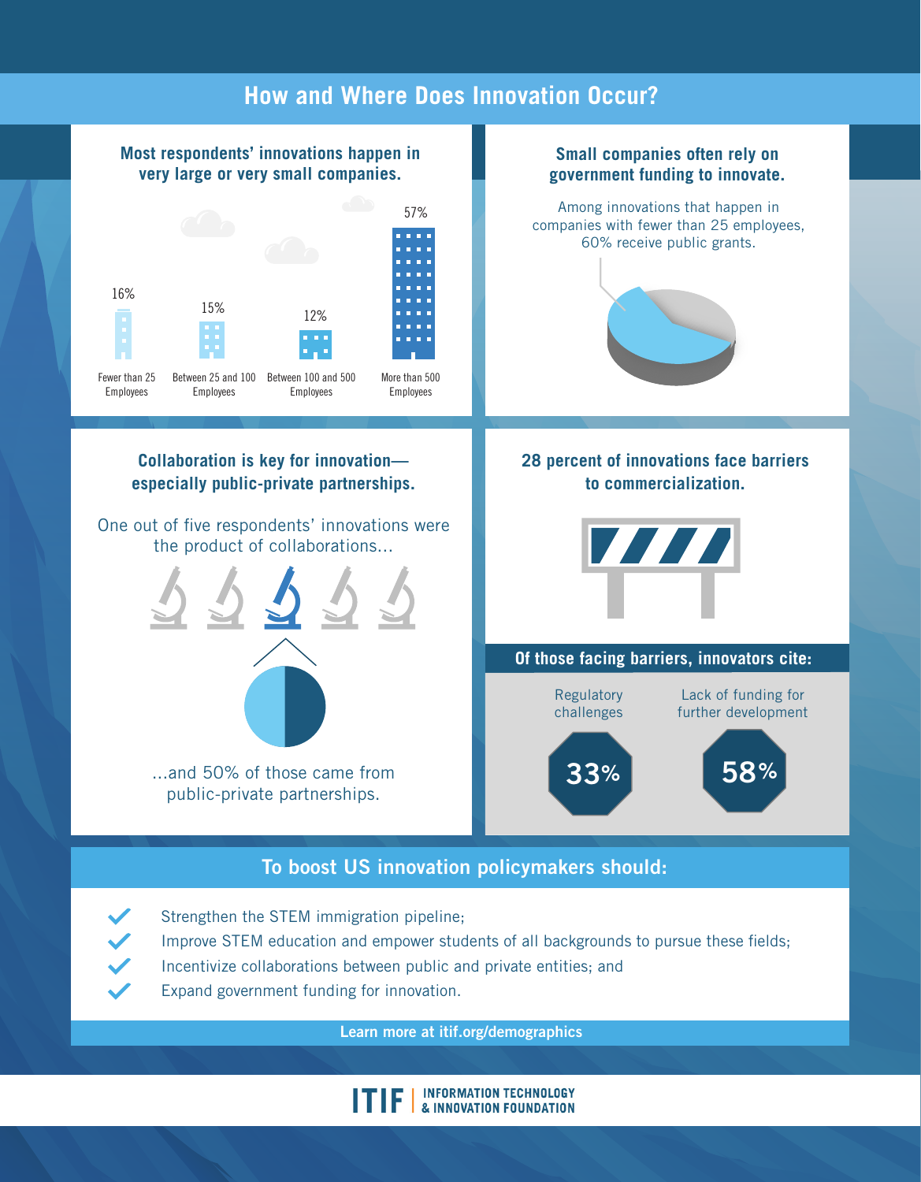# How and Where Does Innovation Occur?

### Most respondents' innovations happen in very large or very small companies.

16%
Fewer than 25 Employees

15%
Between 25 and 100 Employees

12%
Between 100 and 500 Employees

57%
More than 500 Employees

### Small companies often rely on government funding to innovate.

Among innovations that happen in companies with fewer than 25 employees, 60% receive public grants.

### Collaboration is key for innovation—especially public-private partnerships.

One out of five respondents' innovations were the product of collaborations…

…and 50% of those came from public-private partnerships.

### 28 percent of innovations face barriers to commercialization.

**Of those facing barriers, innovators cite:**

Regulatory challenges
33%

Lack of funding for further development
58%

## To boost US innovation policymakers should:

- Strengthen the STEM immigration pipeline;
- Improve STEM education and empower students of all backgrounds to pursue these fields;
- Incentivize collaborations between public and private entities; and
- Expand government funding for innovation.

**Learn more at itif.org/demographics**

ITIF | INFORMATION TECHNOLOGY & INNOVATION FOUNDATION